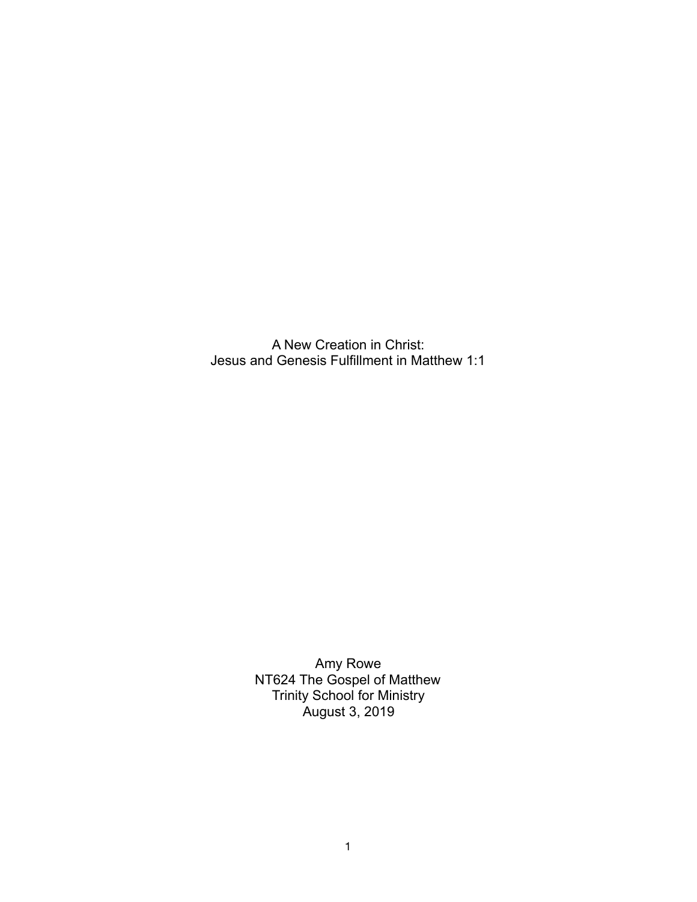# A New Creation in Christ:
# Jesus and Genesis Fulfillment in Matthew 1:1

Amy Rowe
NT624 The Gospel of Matthew
Trinity School for Ministry
August 3, 2019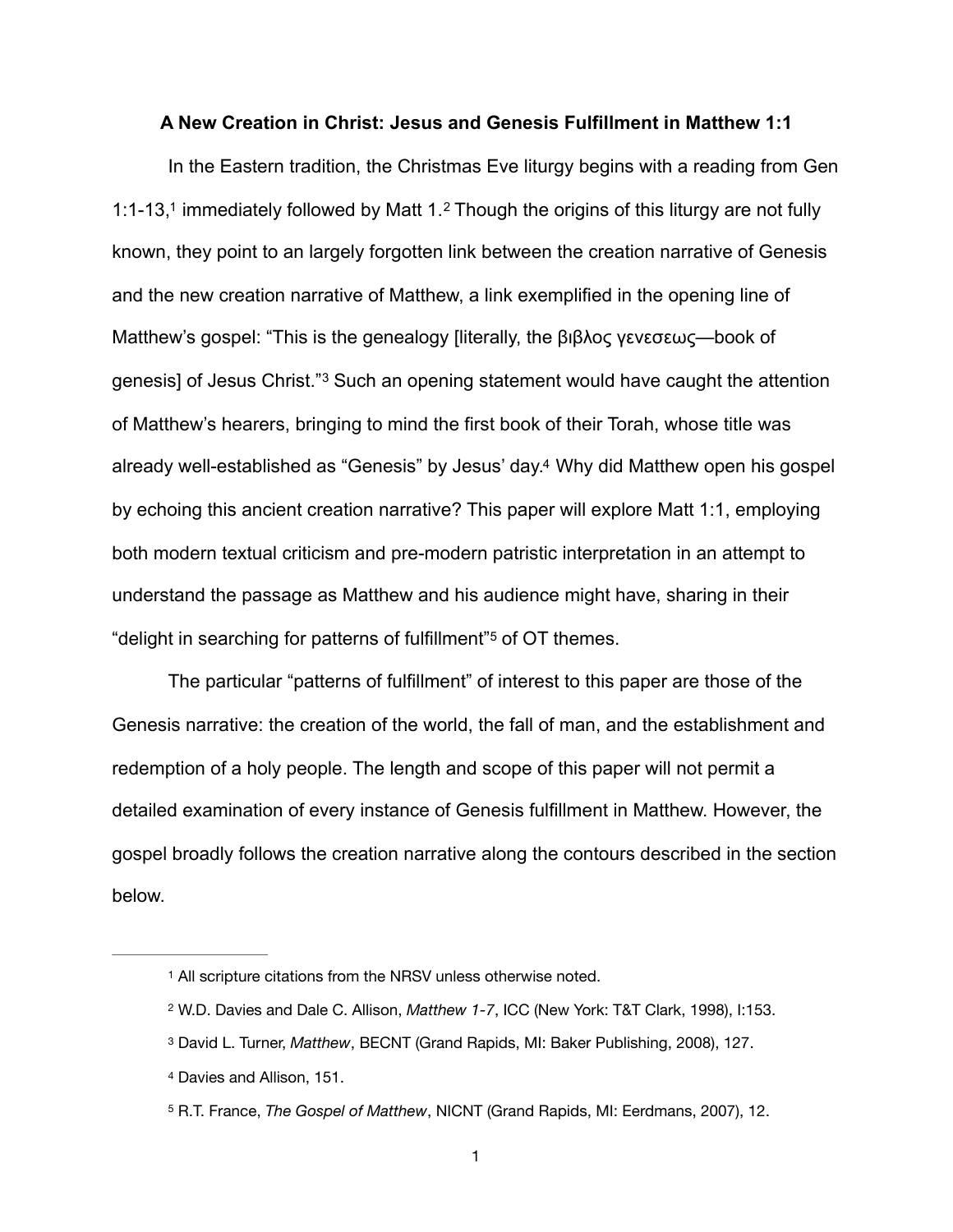**A New Creation in Christ: Jesus and Genesis Fulfillment in Matthew 1:1**

In the Eastern tradition, the Christmas Eve liturgy begins with a reading from Gen 1:1-13,[1] immediately followed by Matt 1.[2] Though the origins of this liturgy are not fully known, they point to an largely forgotten link between the creation narrative of Genesis and the new creation narrative of Matthew, a link exemplified in the opening line of Matthew's gospel: "This is the genealogy [literally, the βιβλος γενεσεως—book of genesis] of Jesus Christ."[3] Such an opening statement would have caught the attention of Matthew's hearers, bringing to mind the first book of their Torah, whose title was already well-established as "Genesis" by Jesus' day.[4] Why did Matthew open his gospel by echoing this ancient creation narrative? This paper will explore Matt 1:1, employing both modern textual criticism and pre-modern patristic interpretation in an attempt to understand the passage as Matthew and his audience might have, sharing in their "delight in searching for patterns of fulfillment"[5] of OT themes.

The particular "patterns of fulfillment" of interest to this paper are those of the Genesis narrative: the creation of the world, the fall of man, and the establishment and redemption of a holy people. The length and scope of this paper will not permit a detailed examination of every instance of Genesis fulfillment in Matthew. However, the gospel broadly follows the creation narrative along the contours described in the section below.

---

[1] All scripture citations from the NRSV unless otherwise noted.

[2] W.D. Davies and Dale C. Allison, *Matthew 1-7*, ICC (New York: T&T Clark, 1998), I:153.

[3] David L. Turner, *Matthew*, BECNT (Grand Rapids, MI: Baker Publishing, 2008), 127.

[4] Davies and Allison, 151.

[5] R.T. France, *The Gospel of Matthew*, NICNT (Grand Rapids, MI: Eerdmans, 2007), 12.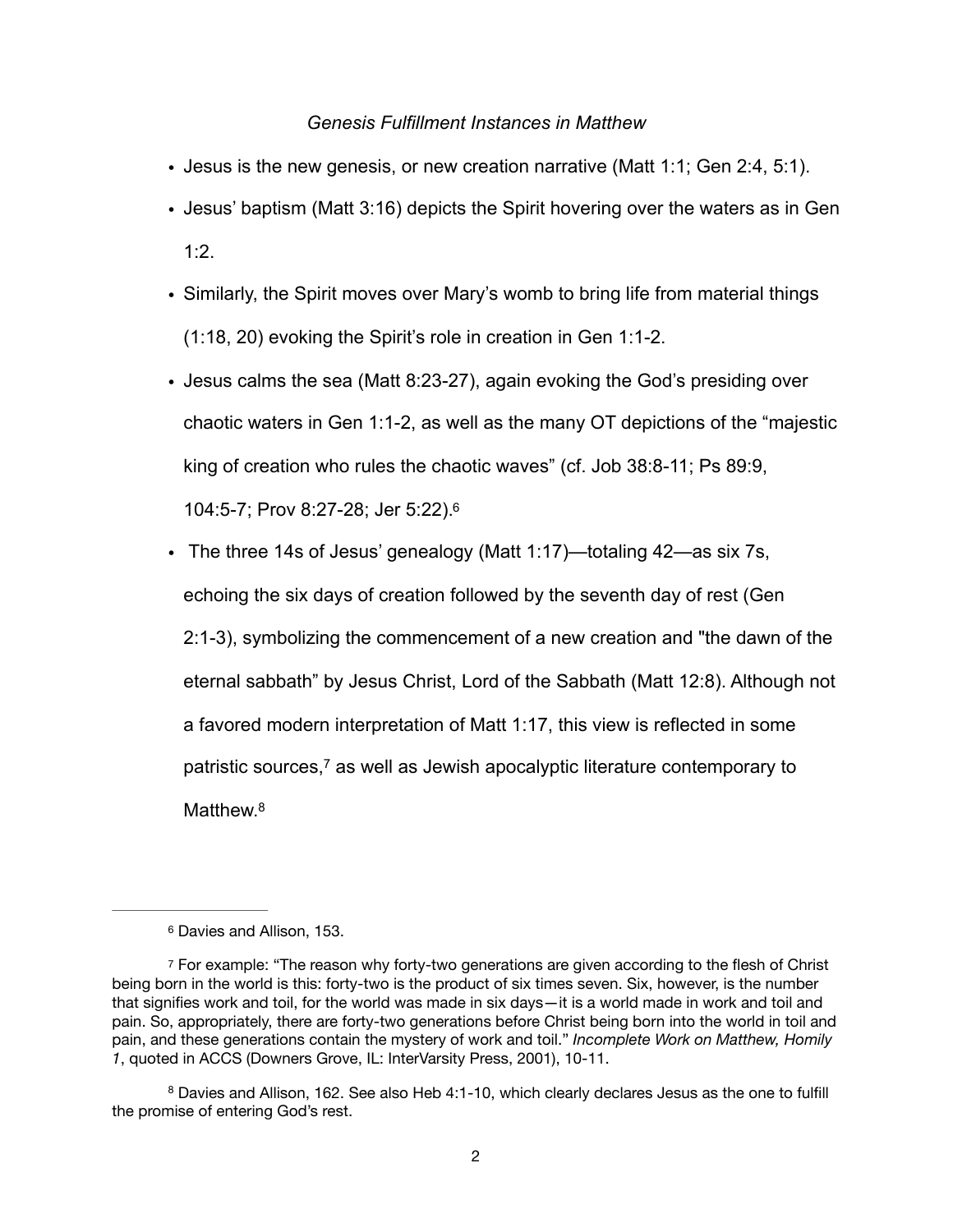*Genesis Fulfillment Instances in Matthew*

- Jesus is the new genesis, or new creation narrative (Matt 1:1; Gen 2:4, 5:1).
- Jesus' baptism (Matt 3:16) depicts the Spirit hovering over the waters as in Gen 1:2.
- Similarly, the Spirit moves over Mary's womb to bring life from material things (1:18, 20) evoking the Spirit's role in creation in Gen 1:1-2.
- Jesus calms the sea (Matt 8:23-27), again evoking the God's presiding over chaotic waters in Gen 1:1-2, as well as the many OT depictions of the "majestic king of creation who rules the chaotic waves" (cf. Job 38:8-11; Ps 89:9, 104:5-7; Prov 8:27-28; Jer 5:22).[6]
- The three 14s of Jesus' genealogy (Matt 1:17)—totaling 42—as six 7s, echoing the six days of creation followed by the seventh day of rest (Gen 2:1-3), symbolizing the commencement of a new creation and "the dawn of the eternal sabbath" by Jesus Christ, Lord of the Sabbath (Matt 12:8). Although not a favored modern interpretation of Matt 1:17, this view is reflected in some patristic sources,[7] as well as Jewish apocalyptic literature contemporary to Matthew.[8]

---

[6] Davies and Allison, 153.

[7] For example: "The reason why forty-two generations are given according to the flesh of Christ being born in the world is this: forty-two is the product of six times seven. Six, however, is the number that signifies work and toil, for the world was made in six days—it is a world made in work and toil and pain. So, appropriately, there are forty-two generations before Christ being born into the world in toil and pain, and these generations contain the mystery of work and toil." *Incomplete Work on Matthew, Homily 1*, quoted in ACCS (Downers Grove, IL: InterVarsity Press, 2001), 10-11.

[8] Davies and Allison, 162. See also Heb 4:1-10, which clearly declares Jesus as the one to fulfill the promise of entering God's rest.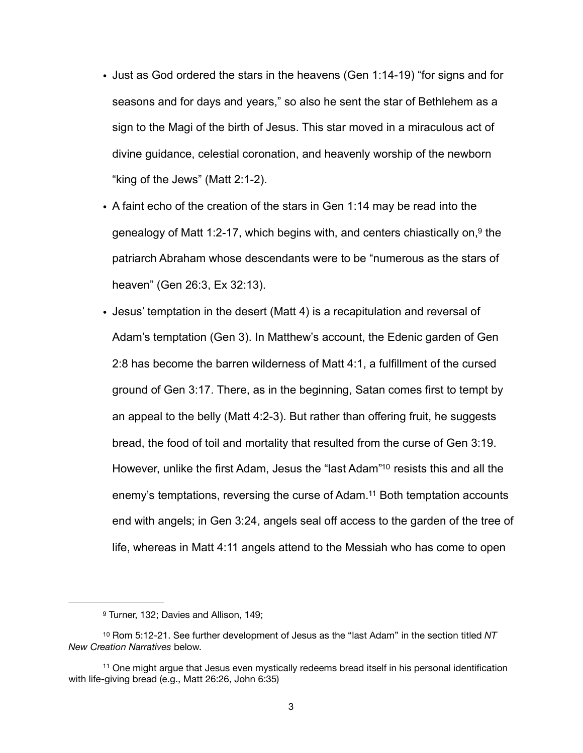- Just as God ordered the stars in the heavens (Gen 1:14-19) "for signs and for seasons and for days and years," so also he sent the star of Bethlehem as a sign to the Magi of the birth of Jesus. This star moved in a miraculous act of divine guidance, celestial coronation, and heavenly worship of the newborn "king of the Jews" (Matt 2:1-2).
- A faint echo of the creation of the stars in Gen 1:14 may be read into the genealogy of Matt 1:2-17, which begins with, and centers chiastically on,[9] the patriarch Abraham whose descendants were to be "numerous as the stars of heaven" (Gen 26:3, Ex 32:13).
- Jesus' temptation in the desert (Matt 4) is a recapitulation and reversal of Adam's temptation (Gen 3). In Matthew's account, the Edenic garden of Gen 2:8 has become the barren wilderness of Matt 4:1, a fulfillment of the cursed ground of Gen 3:17. There, as in the beginning, Satan comes first to tempt by an appeal to the belly (Matt 4:2-3). But rather than offering fruit, he suggests bread, the food of toil and mortality that resulted from the curse of Gen 3:19. However, unlike the first Adam, Jesus the "last Adam"[10] resists this and all the enemy's temptations, reversing the curse of Adam.[11] Both temptation accounts end with angels; in Gen 3:24, angels seal off access to the garden of the tree of life, whereas in Matt 4:11 angels attend to the Messiah who has come to open

---

[9] Turner, 132; Davies and Allison, 149;

[10] Rom 5:12-21. See further development of Jesus as the "last Adam" in the section titled *NT New Creation Narratives* below.

[11] One might argue that Jesus even mystically redeems bread itself in his personal identification with life-giving bread (e.g., Matt 26:26, John 6:35)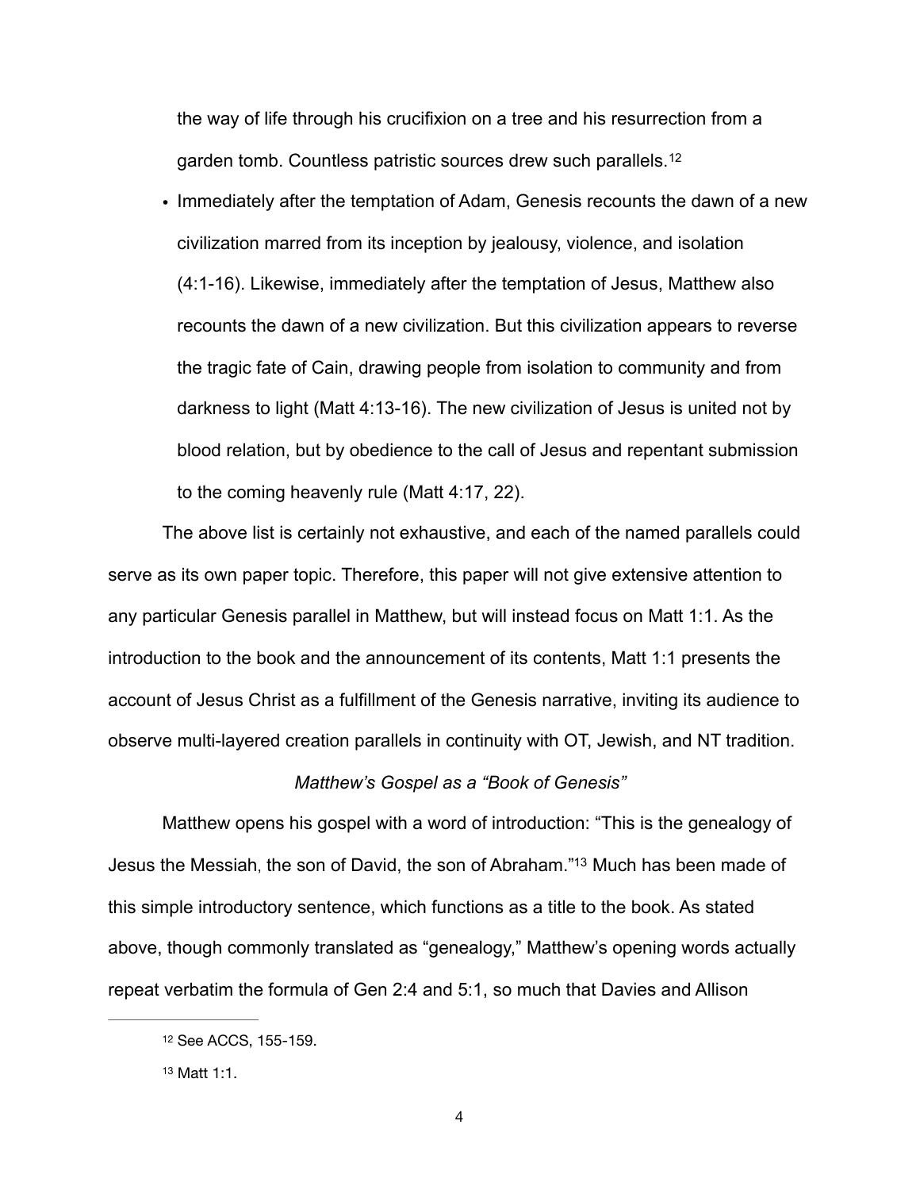the way of life through his crucifixion on a tree and his resurrection from a garden tomb. Countless patristic sources drew such parallels.[12]

- Immediately after the temptation of Adam, Genesis recounts the dawn of a new civilization marred from its inception by jealousy, violence, and isolation (4:1-16). Likewise, immediately after the temptation of Jesus, Matthew also recounts the dawn of a new civilization. But this civilization appears to reverse the tragic fate of Cain, drawing people from isolation to community and from darkness to light (Matt 4:13-16). The new civilization of Jesus is united not by blood relation, but by obedience to the call of Jesus and repentant submission to the coming heavenly rule (Matt 4:17, 22).

The above list is certainly not exhaustive, and each of the named parallels could serve as its own paper topic. Therefore, this paper will not give extensive attention to any particular Genesis parallel in Matthew, but will instead focus on Matt 1:1. As the introduction to the book and the announcement of its contents, Matt 1:1 presents the account of Jesus Christ as a fulfillment of the Genesis narrative, inviting its audience to observe multi-layered creation parallels in continuity with OT, Jewish, and NT tradition.

*Matthew's Gospel as a "Book of Genesis"*

Matthew opens his gospel with a word of introduction: "This is the genealogy of Jesus the Messiah, the son of David, the son of Abraham."[13] Much has been made of this simple introductory sentence, which functions as a title to the book. As stated above, though commonly translated as "genealogy," Matthew's opening words actually repeat verbatim the formula of Gen 2:4 and 5:1, so much that Davies and Allison

---

[12] See ACCS, 155-159.

[13] Matt 1:1.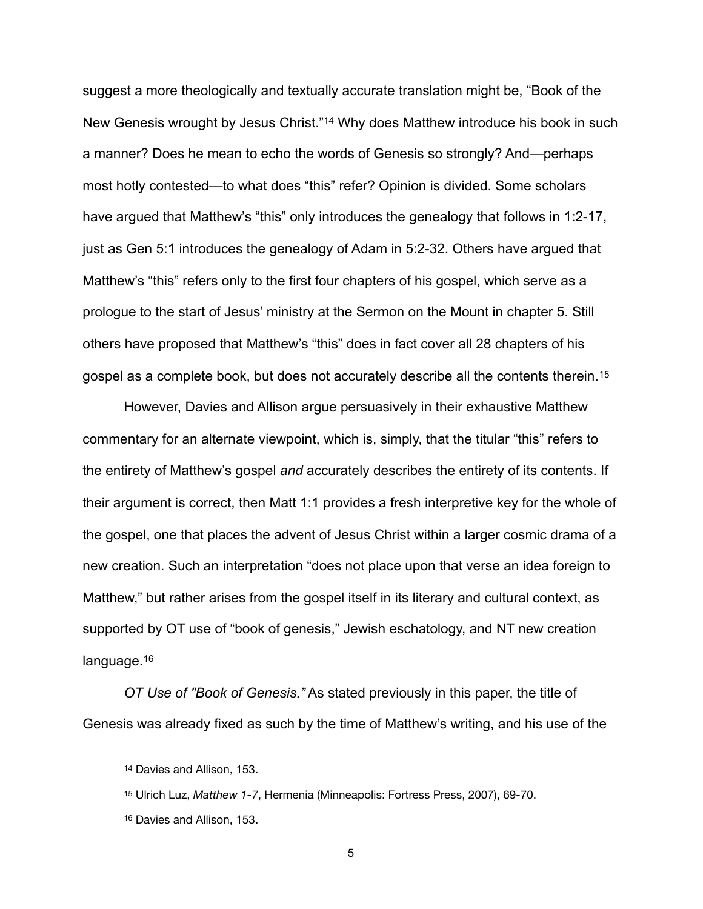suggest a more theologically and textually accurate translation might be, "Book of the New Genesis wrought by Jesus Christ."[14] Why does Matthew introduce his book in such a manner? Does he mean to echo the words of Genesis so strongly? And—perhaps most hotly contested—to what does "this" refer? Opinion is divided. Some scholars have argued that Matthew's "this" only introduces the genealogy that follows in 1:2-17, just as Gen 5:1 introduces the genealogy of Adam in 5:2-32. Others have argued that Matthew's "this" refers only to the first four chapters of his gospel, which serve as a prologue to the start of Jesus' ministry at the Sermon on the Mount in chapter 5. Still others have proposed that Matthew's "this" does in fact cover all 28 chapters of his gospel as a complete book, but does not accurately describe all the contents therein.[15]

However, Davies and Allison argue persuasively in their exhaustive Matthew commentary for an alternate viewpoint, which is, simply, that the titular "this" refers to the entirety of Matthew's gospel *and* accurately describes the entirety of its contents. If their argument is correct, then Matt 1:1 provides a fresh interpretive key for the whole of the gospel, one that places the advent of Jesus Christ within a larger cosmic drama of a new creation. Such an interpretation "does not place upon that verse an idea foreign to Matthew," but rather arises from the gospel itself in its literary and cultural context, as supported by OT use of "book of genesis," Jewish eschatology, and NT new creation language.[16]

*OT Use of "Book of Genesis."* As stated previously in this paper, the title of Genesis was already fixed as such by the time of Matthew's writing, and his use of the

---

[14] Davies and Allison, 153.

[15] Ulrich Luz, *Matthew 1-7*, Hermenia (Minneapolis: Fortress Press, 2007), 69-70.

[16] Davies and Allison, 153.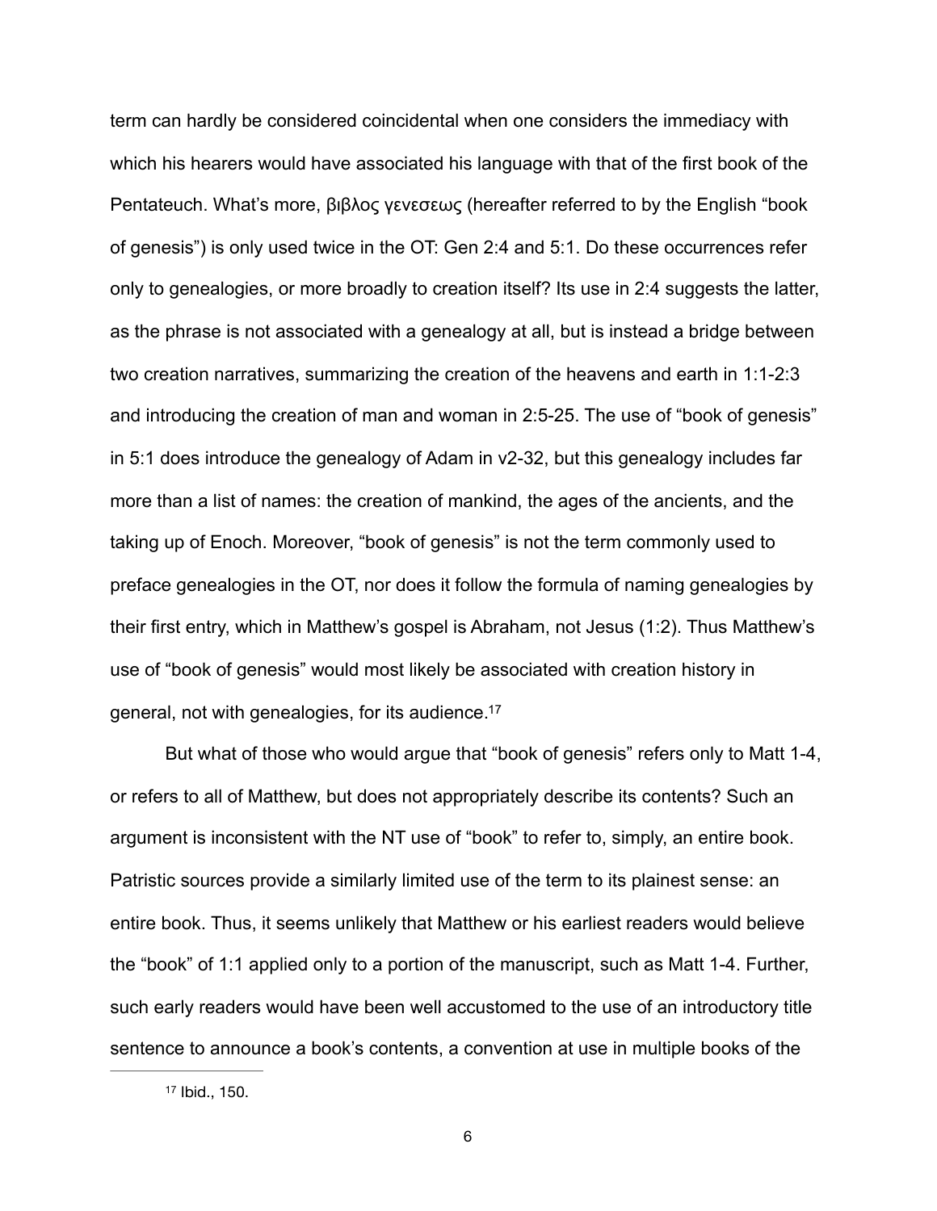term can hardly be considered coincidental when one considers the immediacy with which his hearers would have associated his language with that of the first book of the Pentateuch. What's more, βιβλος γενεσεως (hereafter referred to by the English "book of genesis") is only used twice in the OT: Gen 2:4 and 5:1. Do these occurrences refer only to genealogies, or more broadly to creation itself? Its use in 2:4 suggests the latter, as the phrase is not associated with a genealogy at all, but is instead a bridge between two creation narratives, summarizing the creation of the heavens and earth in 1:1-2:3 and introducing the creation of man and woman in 2:5-25. The use of "book of genesis" in 5:1 does introduce the genealogy of Adam in v2-32, but this genealogy includes far more than a list of names: the creation of mankind, the ages of the ancients, and the taking up of Enoch. Moreover, "book of genesis" is not the term commonly used to preface genealogies in the OT, nor does it follow the formula of naming genealogies by their first entry, which in Matthew's gospel is Abraham, not Jesus (1:2). Thus Matthew's use of "book of genesis" would most likely be associated with creation history in general, not with genealogies, for its audience.[17]

But what of those who would argue that "book of genesis" refers only to Matt 1-4, or refers to all of Matthew, but does not appropriately describe its contents? Such an argument is inconsistent with the NT use of "book" to refer to, simply, an entire book. Patristic sources provide a similarly limited use of the term to its plainest sense: an entire book. Thus, it seems unlikely that Matthew or his earliest readers would believe the "book" of 1:1 applied only to a portion of the manuscript, such as Matt 1-4. Further, such early readers would have been well accustomed to the use of an introductory title sentence to announce a book's contents, a convention at use in multiple books of the

---

[17] Ibid., 150.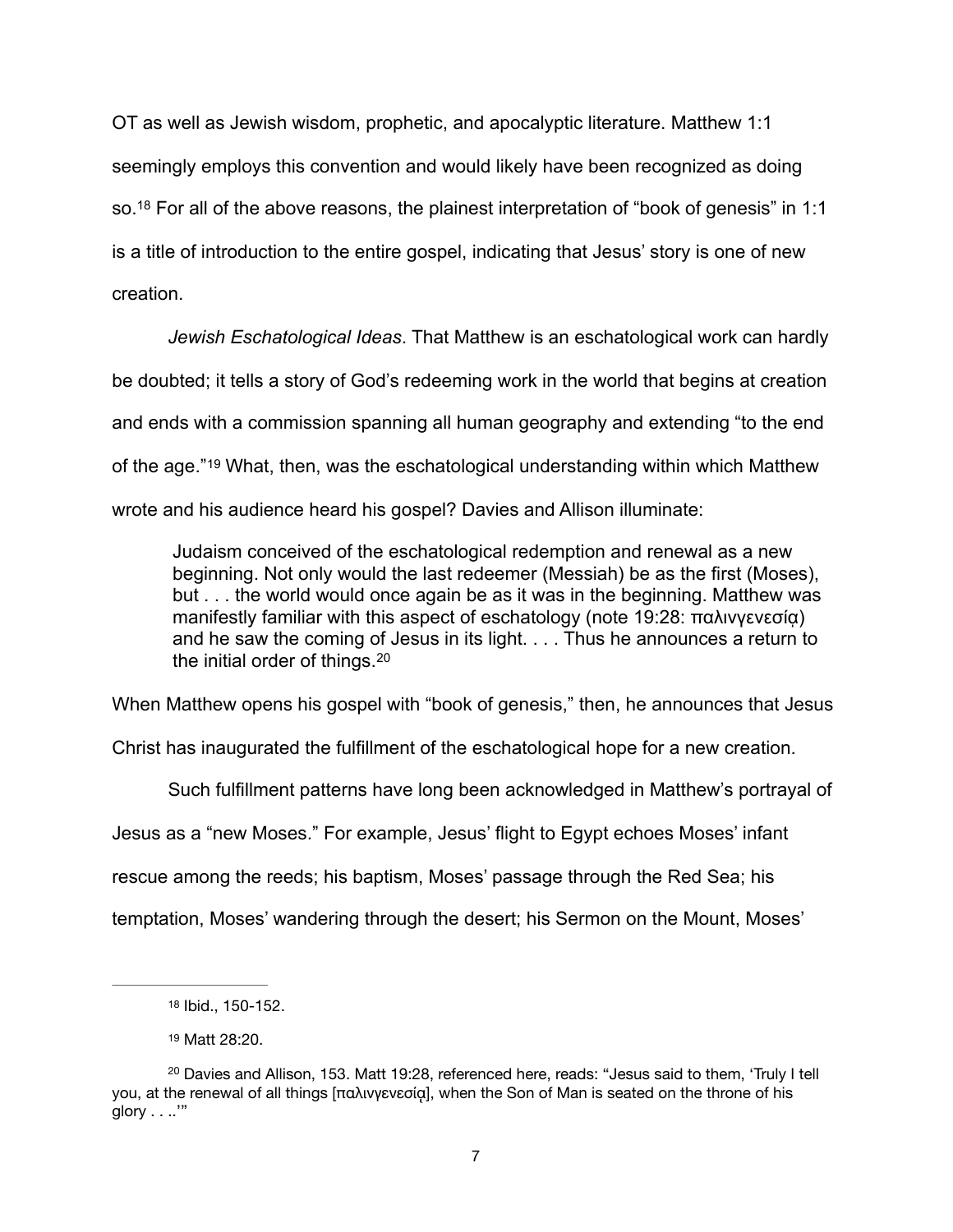OT as well as Jewish wisdom, prophetic, and apocalyptic literature. Matthew 1:1 seemingly employs this convention and would likely have been recognized as doing so.[18] For all of the above reasons, the plainest interpretation of "book of genesis" in 1:1 is a title of introduction to the entire gospel, indicating that Jesus' story is one of new creation.

*Jewish Eschatological Ideas*. That Matthew is an eschatological work can hardly be doubted; it tells a story of God's redeeming work in the world that begins at creation and ends with a commission spanning all human geography and extending "to the end of the age."[19] What, then, was the eschatological understanding within which Matthew wrote and his audience heard his gospel? Davies and Allison illuminate:

> Judaism conceived of the eschatological redemption and renewal as a new beginning. Not only would the last redeemer (Messiah) be as the first (Moses), but . . . the world would once again be as it was in the beginning. Matthew was manifestly familiar with this aspect of eschatology (note 19:28: παλινγενεσία) and he saw the coming of Jesus in its light. . . . Thus he announces a return to the initial order of things.[20]

When Matthew opens his gospel with "book of genesis," then, he announces that Jesus Christ has inaugurated the fulfillment of the eschatological hope for a new creation.

Such fulfillment patterns have long been acknowledged in Matthew's portrayal of Jesus as a "new Moses." For example, Jesus' flight to Egypt echoes Moses' infant rescue among the reeds; his baptism, Moses' passage through the Red Sea; his temptation, Moses' wandering through the desert; his Sermon on the Mount, Moses'

---

[18] Ibid., 150-152.

[19] Matt 28:20.

[20] Davies and Allison, 153. Matt 19:28, referenced here, reads: "Jesus said to them, 'Truly I tell you, at the renewal of all things [παλινγενεσίᾳ], when the Son of Man is seated on the throne of his glory . . ..'"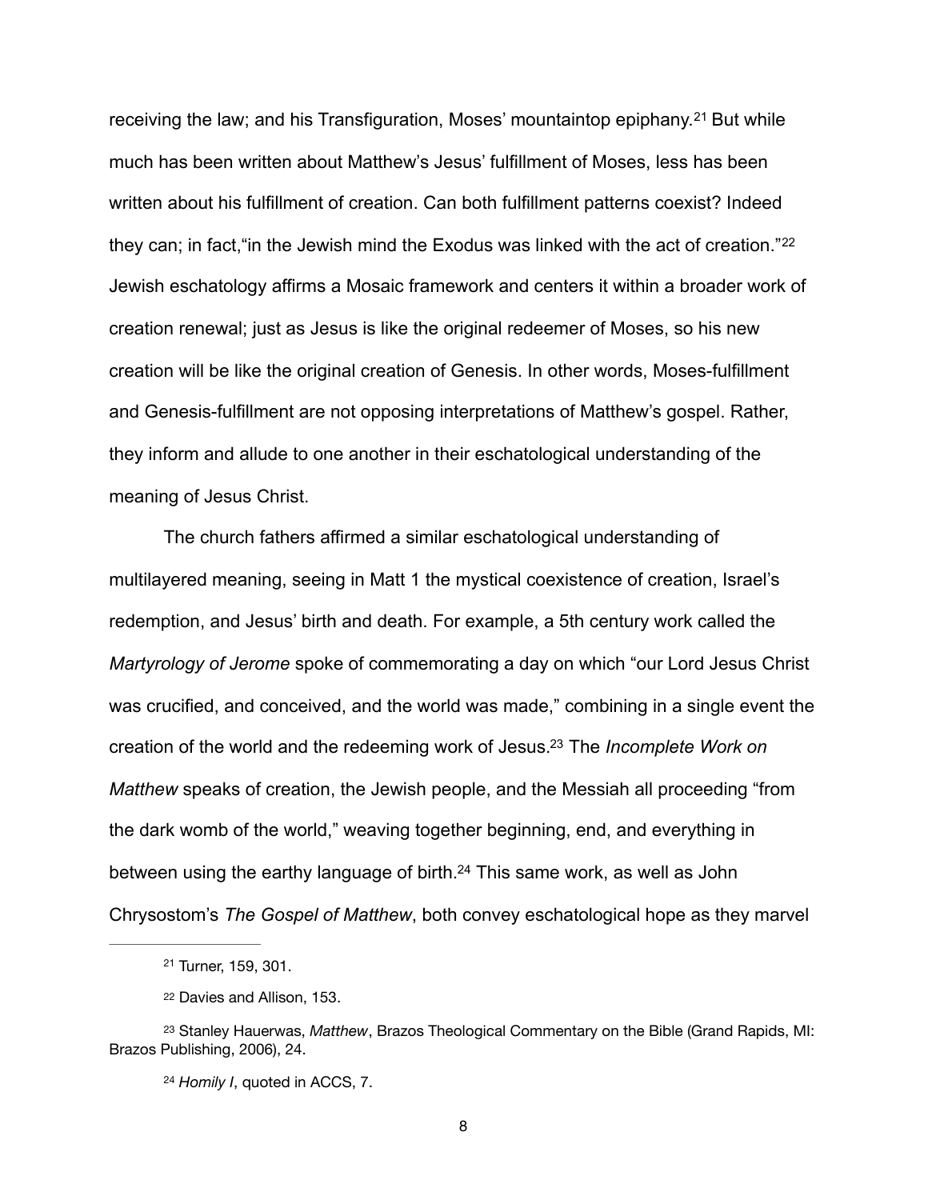receiving the law; and his Transfiguration, Moses' mountaintop epiphany.[21] But while much has been written about Matthew's Jesus' fulfillment of Moses, less has been written about his fulfillment of creation. Can both fulfillment patterns coexist? Indeed they can; in fact,"in the Jewish mind the Exodus was linked with the act of creation."[22] Jewish eschatology affirms a Mosaic framework and centers it within a broader work of creation renewal; just as Jesus is like the original redeemer of Moses, so his new creation will be like the original creation of Genesis. In other words, Moses-fulfillment and Genesis-fulfillment are not opposing interpretations of Matthew's gospel. Rather, they inform and allude to one another in their eschatological understanding of the meaning of Jesus Christ.

The church fathers affirmed a similar eschatological understanding of multilayered meaning, seeing in Matt 1 the mystical coexistence of creation, Israel's redemption, and Jesus' birth and death. For example, a 5th century work called the *Martyrology of Jerome* spoke of commemorating a day on which "our Lord Jesus Christ was crucified, and conceived, and the world was made," combining in a single event the creation of the world and the redeeming work of Jesus.[23] The *Incomplete Work on Matthew* speaks of creation, the Jewish people, and the Messiah all proceeding "from the dark womb of the world," weaving together beginning, end, and everything in between using the earthy language of birth.[24] This same work, as well as John Chrysostom's *The Gospel of Matthew*, both convey eschatological hope as they marvel

---

[21] Turner, 159, 301.

[22] Davies and Allison, 153.

[23] Stanley Hauerwas, *Matthew*, Brazos Theological Commentary on the Bible (Grand Rapids, MI: Brazos Publishing, 2006), 24.

[24] *Homily I*, quoted in ACCS, 7.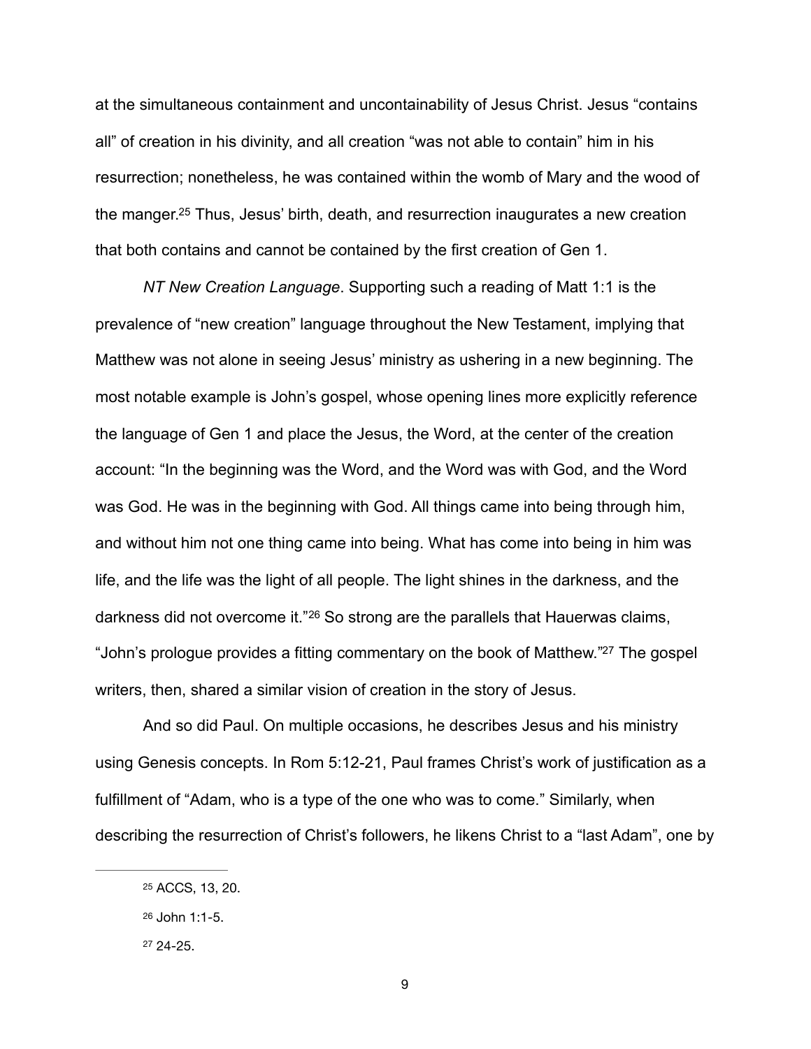at the simultaneous containment and uncontainability of Jesus Christ. Jesus "contains all" of creation in his divinity, and all creation "was not able to contain" him in his resurrection; nonetheless, he was contained within the womb of Mary and the wood of the manger.[25] Thus, Jesus' birth, death, and resurrection inaugurates a new creation that both contains and cannot be contained by the first creation of Gen 1.

*NT New Creation Language*. Supporting such a reading of Matt 1:1 is the prevalence of "new creation" language throughout the New Testament, implying that Matthew was not alone in seeing Jesus' ministry as ushering in a new beginning. The most notable example is John's gospel, whose opening lines more explicitly reference the language of Gen 1 and place the Jesus, the Word, at the center of the creation account: "In the beginning was the Word, and the Word was with God, and the Word was God. He was in the beginning with God. All things came into being through him, and without him not one thing came into being. What has come into being in him was life, and the life was the light of all people. The light shines in the darkness, and the darkness did not overcome it."[26] So strong are the parallels that Hauerwas claims, "John's prologue provides a fitting commentary on the book of Matthew."[27] The gospel writers, then, shared a similar vision of creation in the story of Jesus.

And so did Paul. On multiple occasions, he describes Jesus and his ministry using Genesis concepts. In Rom 5:12-21, Paul frames Christ's work of justification as a fulfillment of "Adam, who is a type of the one who was to come." Similarly, when describing the resurrection of Christ's followers, he likens Christ to a "last Adam", one by

---

[25] ACCS, 13, 20.

[26] John 1:1-5.

[27] 24-25.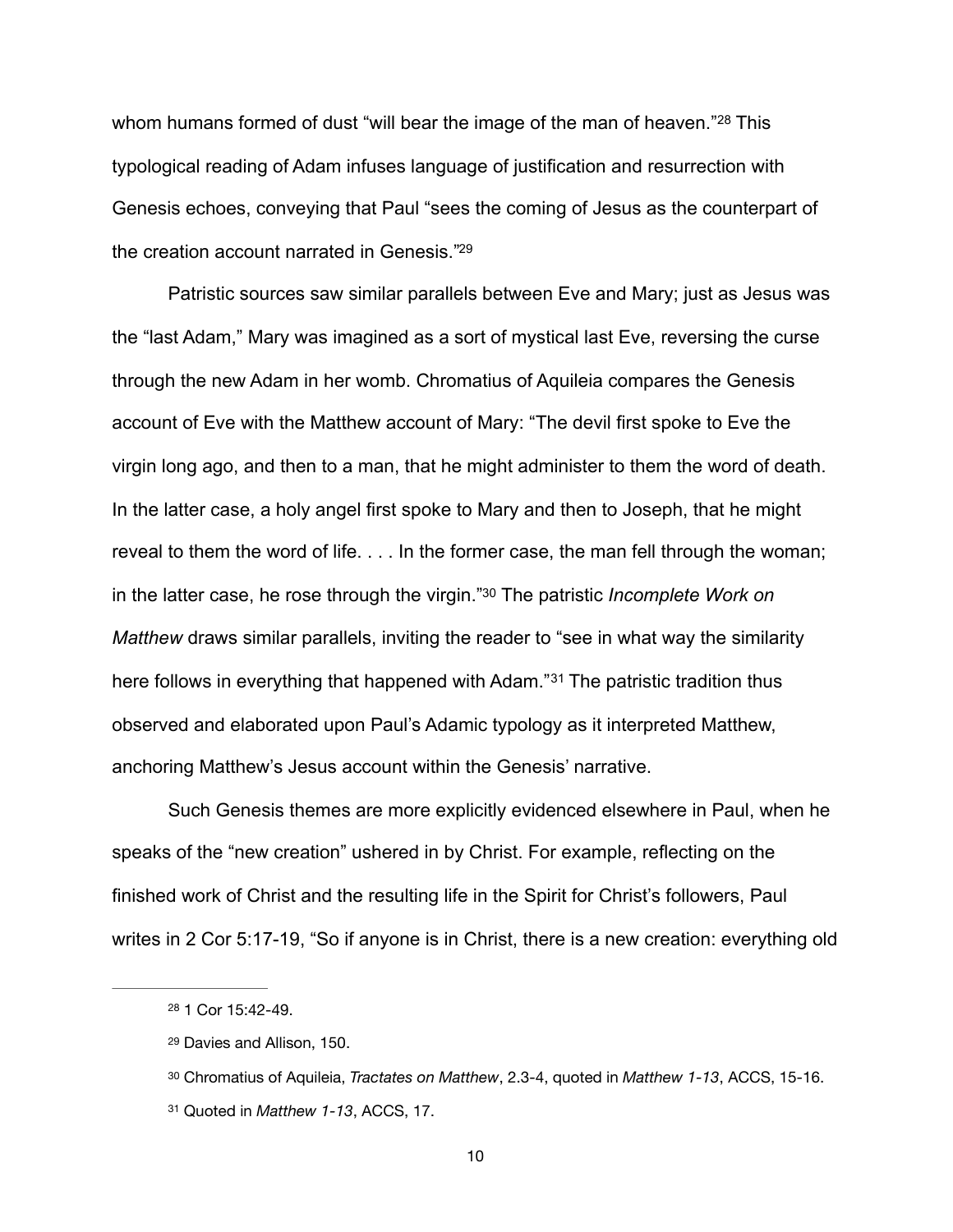whom humans formed of dust "will bear the image of the man of heaven."[28] This typological reading of Adam infuses language of justification and resurrection with Genesis echoes, conveying that Paul "sees the coming of Jesus as the counterpart of the creation account narrated in Genesis."[29]

Patristic sources saw similar parallels between Eve and Mary; just as Jesus was the "last Adam," Mary was imagined as a sort of mystical last Eve, reversing the curse through the new Adam in her womb. Chromatius of Aquileia compares the Genesis account of Eve with the Matthew account of Mary: "The devil first spoke to Eve the virgin long ago, and then to a man, that he might administer to them the word of death. In the latter case, a holy angel first spoke to Mary and then to Joseph, that he might reveal to them the word of life. . . . In the former case, the man fell through the woman; in the latter case, he rose through the virgin."[30] The patristic *Incomplete Work on Matthew* draws similar parallels, inviting the reader to "see in what way the similarity here follows in everything that happened with Adam."[31] The patristic tradition thus observed and elaborated upon Paul's Adamic typology as it interpreted Matthew, anchoring Matthew's Jesus account within the Genesis' narrative.

Such Genesis themes are more explicitly evidenced elsewhere in Paul, when he speaks of the "new creation" ushered in by Christ. For example, reflecting on the finished work of Christ and the resulting life in the Spirit for Christ's followers, Paul writes in 2 Cor 5:17-19, "So if anyone is in Christ, there is a new creation: everything old

---

[28] 1 Cor 15:42-49.

[29] Davies and Allison, 150.

[30] Chromatius of Aquileia, *Tractates on Matthew*, 2.3-4, quoted in *Matthew 1-13*, ACCS, 15-16.

[31] Quoted in *Matthew 1-13*, ACCS, 17.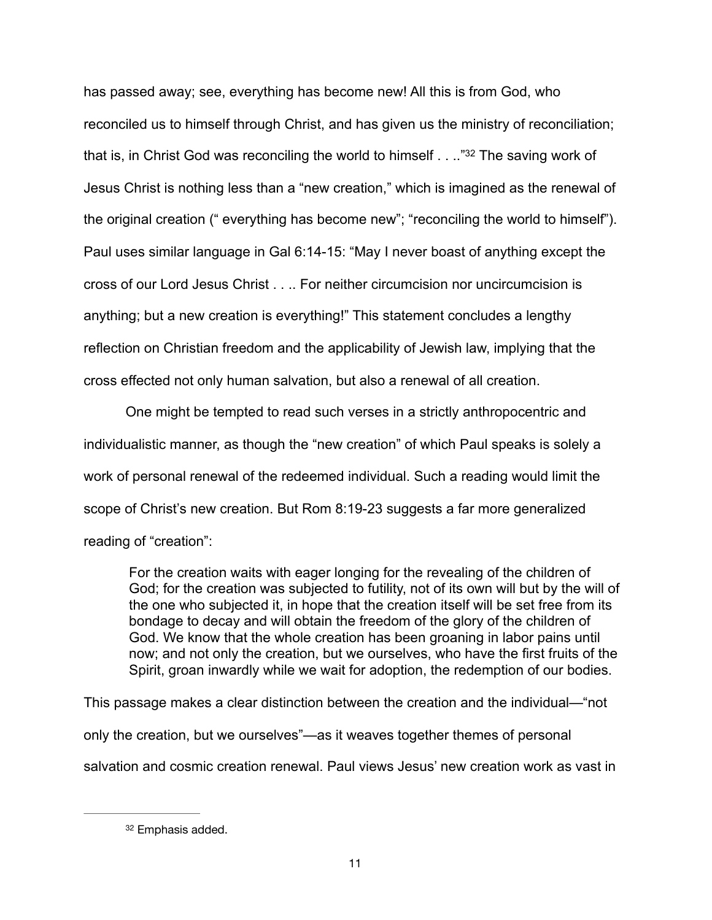has passed away; see, everything has become new! All this is from God, who reconciled us to himself through Christ, and has given us the ministry of reconciliation; that is, in Christ God was reconciling the world to himself . . . ."[32] The saving work of Jesus Christ is nothing less than a "new creation," which is imagined as the renewal of the original creation (" everything has become new"; "reconciling the world to himself"). Paul uses similar language in Gal 6:14-15: "May I never boast of anything except the cross of our Lord Jesus Christ . . .. For neither circumcision nor uncircumcision is anything; but a new creation is everything!" This statement concludes a lengthy reflection on Christian freedom and the applicability of Jewish law, implying that the cross effected not only human salvation, but also a renewal of all creation.

One might be tempted to read such verses in a strictly anthropocentric and individualistic manner, as though the "new creation" of which Paul speaks is solely a work of personal renewal of the redeemed individual. Such a reading would limit the scope of Christ's new creation. But Rom 8:19-23 suggests a far more generalized reading of "creation":

> For the creation waits with eager longing for the revealing of the children of God; for the creation was subjected to futility, not of its own will but by the will of the one who subjected it, in hope that the creation itself will be set free from its bondage to decay and will obtain the freedom of the glory of the children of God. We know that the whole creation has been groaning in labor pains until now; and not only the creation, but we ourselves, who have the first fruits of the Spirit, groan inwardly while we wait for adoption, the redemption of our bodies.

This passage makes a clear distinction between the creation and the individual—"not only the creation, but we ourselves"—as it weaves together themes of personal salvation and cosmic creation renewal. Paul views Jesus' new creation work as vast in

[32] Emphasis added.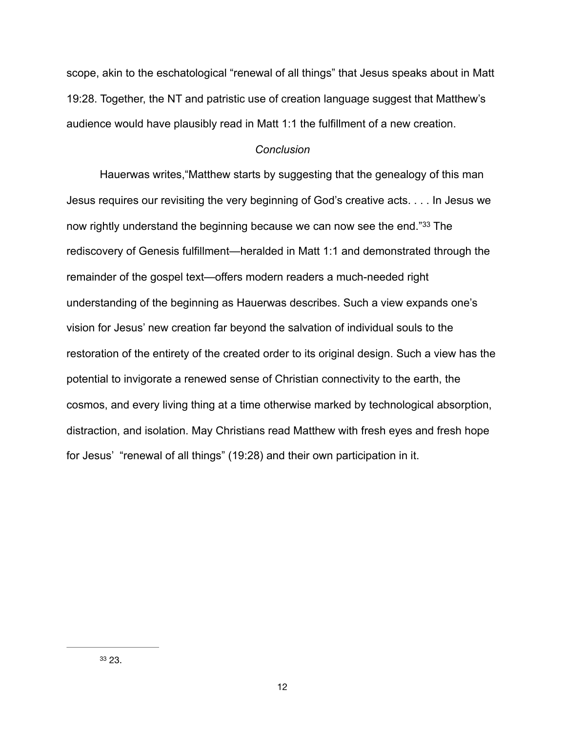scope, akin to the eschatological "renewal of all things" that Jesus speaks about in Matt 19:28. Together, the NT and patristic use of creation language suggest that Matthew's audience would have plausibly read in Matt 1:1 the fulfillment of a new creation.

*Conclusion*

Hauerwas writes,"Matthew starts by suggesting that the genealogy of this man Jesus requires our revisiting the very beginning of God's creative acts. . . . In Jesus we now rightly understand the beginning because we can now see the end."[33] The rediscovery of Genesis fulfillment—heralded in Matt 1:1 and demonstrated through the remainder of the gospel text—offers modern readers a much-needed right understanding of the beginning as Hauerwas describes. Such a view expands one's vision for Jesus' new creation far beyond the salvation of individual souls to the restoration of the entirety of the created order to its original design. Such a view has the potential to invigorate a renewed sense of Christian connectivity to the earth, the cosmos, and every living thing at a time otherwise marked by technological absorption, distraction, and isolation. May Christians read Matthew with fresh eyes and fresh hope for Jesus' "renewal of all things" (19:28) and their own participation in it.

---

[33] 23.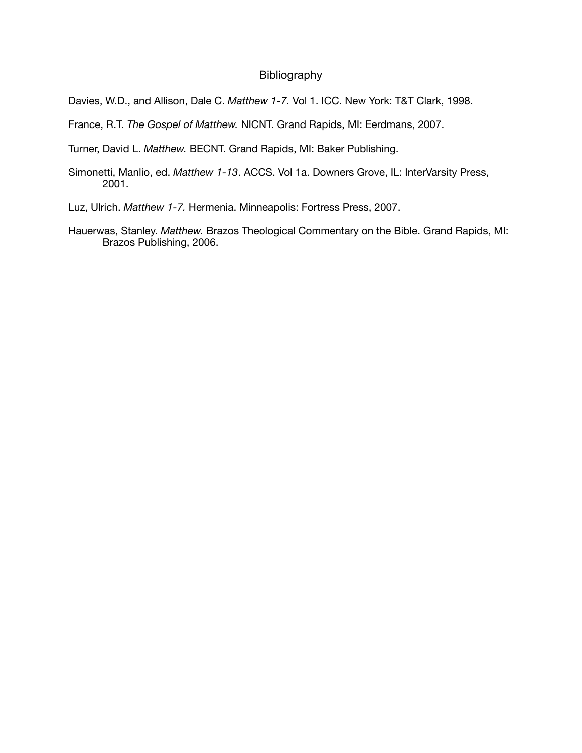# Bibliography

Davies, W.D., and Allison, Dale C. *Matthew 1-7.* Vol 1. ICC. New York: T&T Clark, 1998.

France, R.T. *The Gospel of Matthew.* NICNT. Grand Rapids, MI: Eerdmans, 2007.

Turner, David L. *Matthew.* BECNT. Grand Rapids, MI: Baker Publishing.

Simonetti, Manlio, ed. *Matthew 1-13*. ACCS. Vol 1a. Downers Grove, IL: InterVarsity Press, 2001.

Luz, Ulrich. *Matthew 1-7.* Hermenia. Minneapolis: Fortress Press, 2007.

Hauerwas, Stanley. *Matthew.* Brazos Theological Commentary on the Bible. Grand Rapids, MI: Brazos Publishing, 2006.